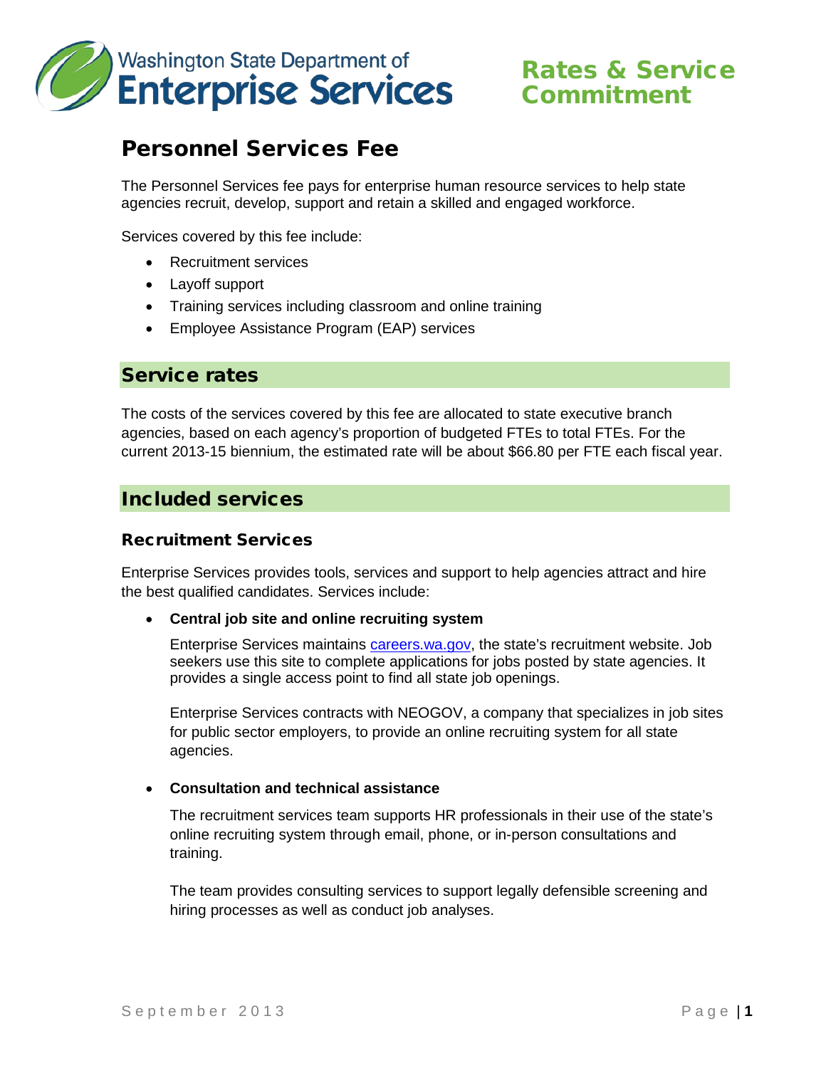Washington State Department of **Enterprise Services**

**Rates & Service Commitment**

# Personnel Services Fee

The Personnel Services fee pays for enterprise human resource services to help state agencies recruit, develop, support and retain a skilled and engaged workforce.

Services covered by this fee include:

- Recruitment services
- Layoff support
- Training services including classroom and online training
- Employee Assistance Program (EAP) services

## Service rates

The costs of the services covered by this fee are allocated to state executive branch agencies, based on each agency's proportion of budgeted FTEs to total FTEs. For the current 2013-15 biennium, the estimated rate will be about $66.80 per FTE each fiscal year.

## Included services

### Recruitment Services

Enterprise Services provides tools, services and support to help agencies attract and hire the best qualified candidates. Services include:

- **Central job site and online recruiting system**

  Enterprise Services maintains [careers.wa.gov](careers.wa.gov), the state's recruitment website. Job seekers use this site to complete applications for jobs posted by state agencies. It provides a single access point to find all state job openings.

  Enterprise Services contracts with NEOGOV, a company that specializes in job sites for public sector employers, to provide an online recruiting system for all state agencies.

- **Consultation and technical assistance**

  The recruitment services team supports HR professionals in their use of the state's online recruiting system through email, phone, or in-person consultations and training.

  The team provides consulting services to support legally defensible screening and hiring processes as well as conduct job analyses.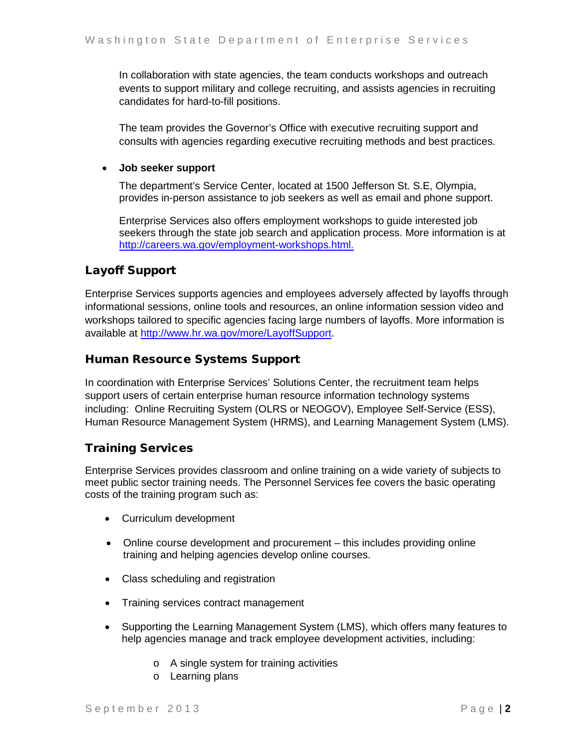In collaboration with state agencies, the team conducts workshops and outreach events to support military and college recruiting, and assists agencies in recruiting candidates for hard-to-fill positions.

The team provides the Governor's Office with executive recruiting support and consults with agencies regarding executive recruiting methods and best practices.

- **Job seeker support**

  The department's Service Center, located at 1500 Jefferson St. S.E, Olympia, provides in-person assistance to job seekers as well as email and phone support.

  Enterprise Services also offers employment workshops to guide interested job seekers through the state job search and application process. More information is at http://careers.wa.gov/employment-workshops.html.

## Layoff Support

Enterprise Services supports agencies and employees adversely affected by layoffs through informational sessions, online tools and resources, an online information session video and workshops tailored to specific agencies facing large numbers of layoffs. More information is available at http://www.hr.wa.gov/more/LayoffSupport.

## Human Resource Systems Support

In coordination with Enterprise Services' Solutions Center, the recruitment team helps support users of certain enterprise human resource information technology systems including: Online Recruiting System (OLRS or NEOGOV), Employee Self-Service (ESS), Human Resource Management System (HRMS), and Learning Management System (LMS).

## Training Services

Enterprise Services provides classroom and online training on a wide variety of subjects to meet public sector training needs. The Personnel Services fee covers the basic operating costs of the training program such as:

- Curriculum development
- Online course development and procurement – this includes providing online training and helping agencies develop online courses.
- Class scheduling and registration
- Training services contract management
- Supporting the Learning Management System (LMS), which offers many features to help agencies manage and track employee development activities, including:
  - A single system for training activities
  - Learning plans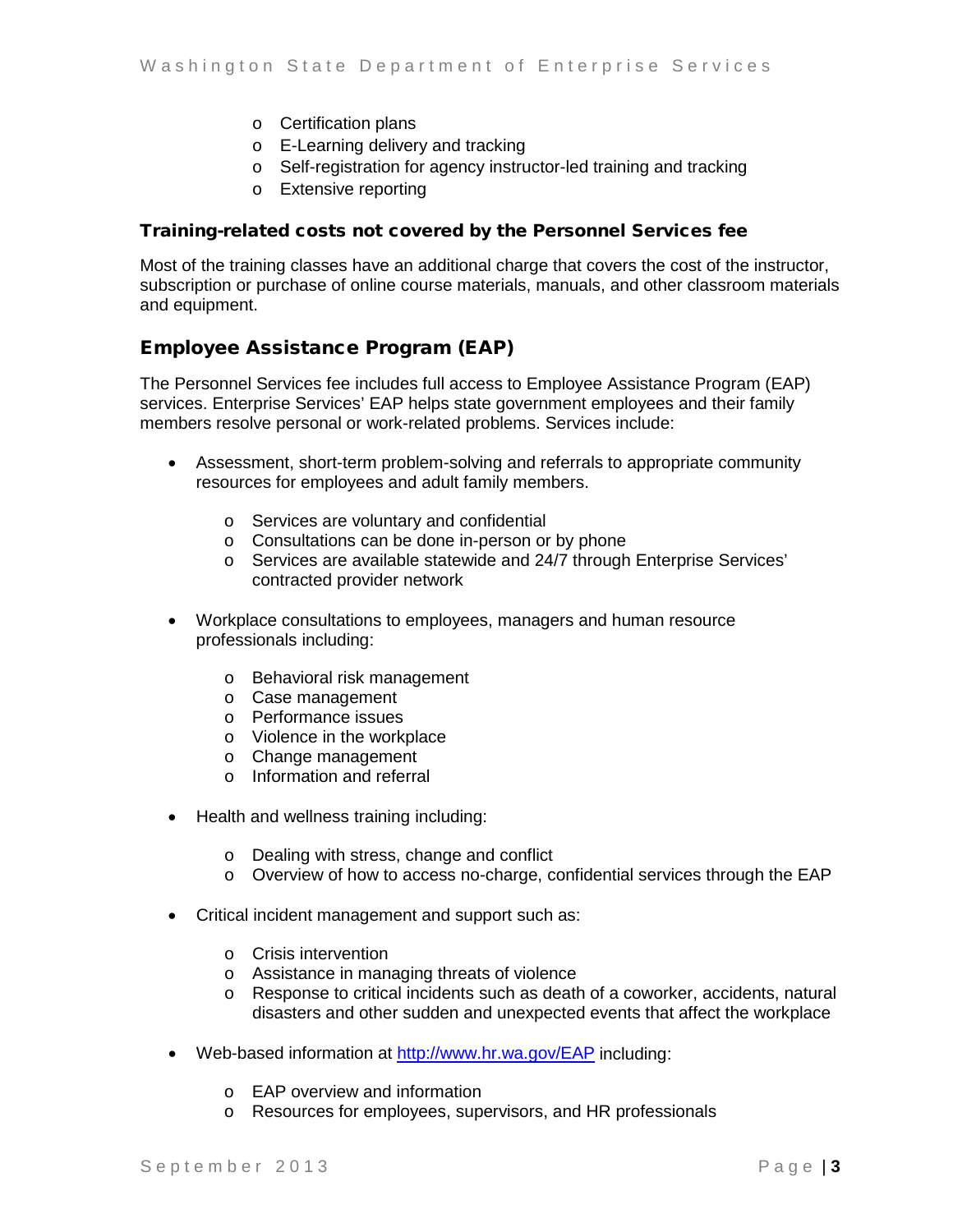- Certification plans
- E-Learning delivery and tracking
- Self-registration for agency instructor-led training and tracking
- Extensive reporting

### Training-related costs not covered by the Personnel Services fee

Most of the training classes have an additional charge that covers the cost of the instructor, subscription or purchase of online course materials, manuals, and other classroom materials and equipment.

## Employee Assistance Program (EAP)

The Personnel Services fee includes full access to Employee Assistance Program (EAP) services. Enterprise Services' EAP helps state government employees and their family members resolve personal or work-related problems. Services include:

- Assessment, short-term problem-solving and referrals to appropriate community resources for employees and adult family members.
  - Services are voluntary and confidential
  - Consultations can be done in-person or by phone
  - Services are available statewide and 24/7 through Enterprise Services' contracted provider network
- Workplace consultations to employees, managers and human resource professionals including:
  - Behavioral risk management
  - Case management
  - Performance issues
  - Violence in the workplace
  - Change management
  - Information and referral
- Health and wellness training including:
  - Dealing with stress, change and conflict
  - Overview of how to access no-charge, confidential services through the EAP
- Critical incident management and support such as:
  - Crisis intervention
  - Assistance in managing threats of violence
  - Response to critical incidents such as death of a coworker, accidents, natural disasters and other sudden and unexpected events that affect the workplace
- Web-based information at [http://www.hr.wa.gov/EAP](http://www.hr.wa.gov/EAP) including:
  - EAP overview and information
  - Resources for employees, supervisors, and HR professionals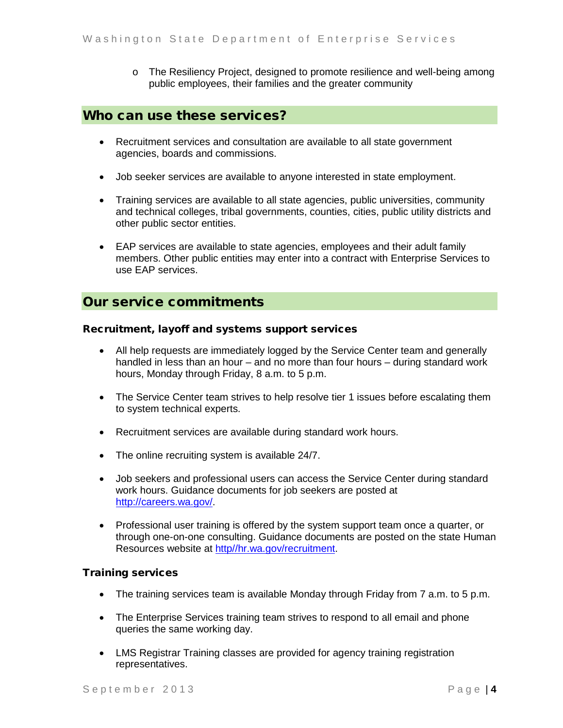- The Resiliency Project, designed to promote resilience and well-being among public employees, their families and the greater community

## Who can use these services?

- Recruitment services and consultation are available to all state government agencies, boards and commissions.
- Job seeker services are available to anyone interested in state employment.
- Training services are available to all state agencies, public universities, community and technical colleges, tribal governments, counties, cities, public utility districts and other public sector entities.
- EAP services are available to state agencies, employees and their adult family members. Other public entities may enter into a contract with Enterprise Services to use EAP services.

## Our service commitments

### Recruitment, layoff and systems support services

- All help requests are immediately logged by the Service Center team and generally handled in less than an hour – and no more than four hours – during standard work hours, Monday through Friday, 8 a.m. to 5 p.m.
- The Service Center team strives to help resolve tier 1 issues before escalating them to system technical experts.
- Recruitment services are available during standard work hours.
- The online recruiting system is available 24/7.
- Job seekers and professional users can access the Service Center during standard work hours. Guidance documents for job seekers are posted at [http://careers.wa.gov/](http://careers.wa.gov/).
- Professional user training is offered by the system support team once a quarter, or through one-on-one consulting. Guidance documents are posted on the state Human Resources website at [http//hr.wa.gov/recruitment](http//hr.wa.gov/recruitment).

### Training services

- The training services team is available Monday through Friday from 7 a.m. to 5 p.m.
- The Enterprise Services training team strives to respond to all email and phone queries the same working day.
- LMS Registrar Training classes are provided for agency training registration representatives.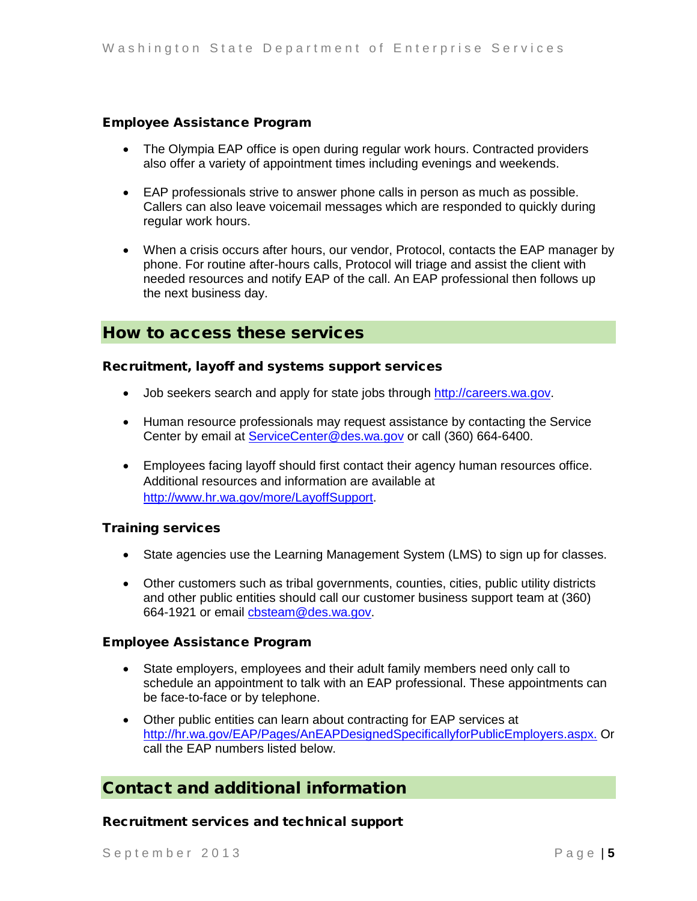### Employee Assistance Program

- The Olympia EAP office is open during regular work hours. Contracted providers also offer a variety of appointment times including evenings and weekends.
- EAP professionals strive to answer phone calls in person as much as possible. Callers can also leave voicemail messages which are responded to quickly during regular work hours.
- When a crisis occurs after hours, our vendor, Protocol, contacts the EAP manager by phone. For routine after-hours calls, Protocol will triage and assist the client with needed resources and notify EAP of the call. An EAP professional then follows up the next business day.

## How to access these services

### Recruitment, layoff and systems support services

- Job seekers search and apply for state jobs through http://careers.wa.gov.
- Human resource professionals may request assistance by contacting the Service Center by email at ServiceCenter@des.wa.gov or call (360) 664-6400.
- Employees facing layoff should first contact their agency human resources office. Additional resources and information are available at http://www.hr.wa.gov/more/LayoffSupport.

### Training services

- State agencies use the Learning Management System (LMS) to sign up for classes.
- Other customers such as tribal governments, counties, cities, public utility districts and other public entities should call our customer business support team at (360) 664-1921 or email cbsteam@des.wa.gov.

### Employee Assistance Program

- State employers, employees and their adult family members need only call to schedule an appointment to talk with an EAP professional. These appointments can be face-to-face or by telephone.
- Other public entities can learn about contracting for EAP services at http://hr.wa.gov/EAP/Pages/AnEAPDesignedSpecificallyforPublicEmployers.aspx. Or call the EAP numbers listed below.

## Contact and additional information

### Recruitment services and technical support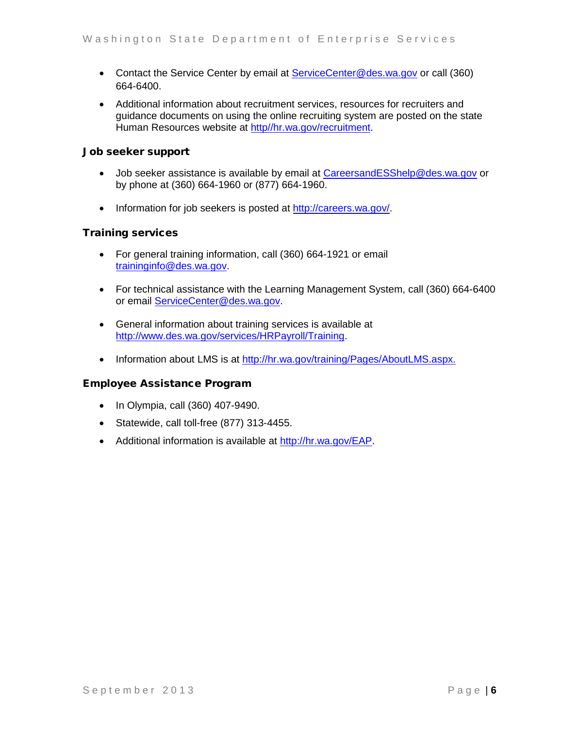- Contact the Service Center by email at ServiceCenter@des.wa.gov or call (360) 664-6400.
- Additional information about recruitment services, resources for recruiters and guidance documents on using the online recruiting system are posted on the state Human Resources website at http//hr.wa.gov/recruitment.

### Job seeker support

- Job seeker assistance is available by email at CareersandESShelp@des.wa.gov or by phone at (360) 664-1960 or (877) 664-1960.
- Information for job seekers is posted at http://careers.wa.gov/.

### Training services

- For general training information, call (360) 664-1921 or email traininginfo@des.wa.gov.
- For technical assistance with the Learning Management System, call (360) 664-6400 or email ServiceCenter@des.wa.gov.
- General information about training services is available at http://www.des.wa.gov/services/HRPayroll/Training.
- Information about LMS is at http://hr.wa.gov/training/Pages/AboutLMS.aspx.

### Employee Assistance Program

- In Olympia, call (360) 407-9490.
- Statewide, call toll-free (877) 313-4455.
- Additional information is available at http://hr.wa.gov/EAP.